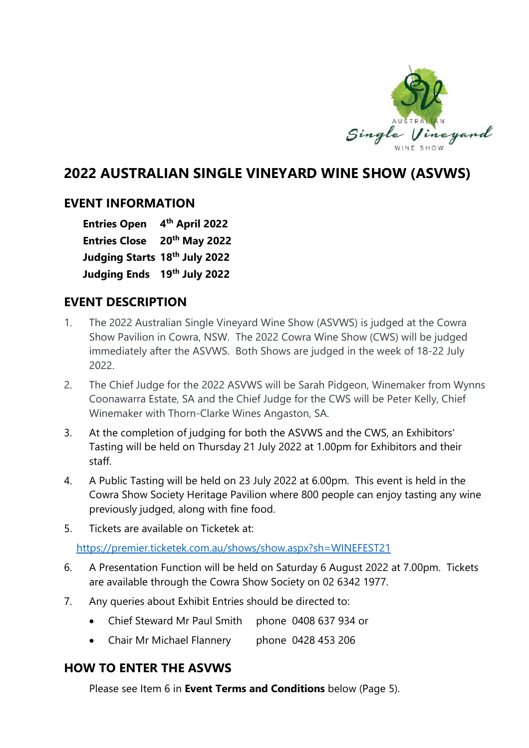# 2022 AUSTRALIAN SINGLE VINEYARD WINE SHOW (ASVWS)

## EVENT INFORMATION

| | |
|---|---|
| **Entries Open** | **4th April 2022** |
| **Entries Close** | **20th May 2022** |
| **Judging Starts** | **18th July 2022** |
| **Judging Ends** | **19th July 2022** |

## EVENT DESCRIPTION

1. The 2022 Australian Single Vineyard Wine Show (ASVWS) is judged at the Cowra Show Pavilion in Cowra, NSW. The 2022 Cowra Wine Show (CWS) will be judged immediately after the ASVWS. Both Shows are judged in the week of 18-22 July 2022.
2. The Chief Judge for the 2022 ASVWS will be Sarah Pidgeon, Winemaker from Wynns Coonawarra Estate, SA and the Chief Judge for the CWS will be Peter Kelly, Chief Winemaker with Thorn-Clarke Wines Angaston, SA.
3. At the completion of judging for both the ASVWS and the CWS, an Exhibitors' Tasting will be held on Thursday 21 July 2022 at 1.00pm for Exhibitors and their staff.
4. A Public Tasting will be held on 23 July 2022 at 6.00pm. This event is held in the Cowra Show Society Heritage Pavilion where 800 people can enjoy tasting any wine previously judged, along with fine food.
5. Tickets are available on Ticketek at:

   https://premier.ticketek.com.au/shows/show.aspx?sh=WINEFEST21

6. A Presentation Function will be held on Saturday 6 August 2022 at 7.00pm. Tickets are available through the Cowra Show Society on 02 6342 1977.
7. Any queries about Exhibit Entries should be directed to:
   - Chief Steward Mr Paul Smith phone 0408 637 934 or
   - Chair Mr Michael Flannery phone 0428 453 206

## HOW TO ENTER THE ASVWS

Please see Item 6 in **Event Terms and Conditions** below (Page 5).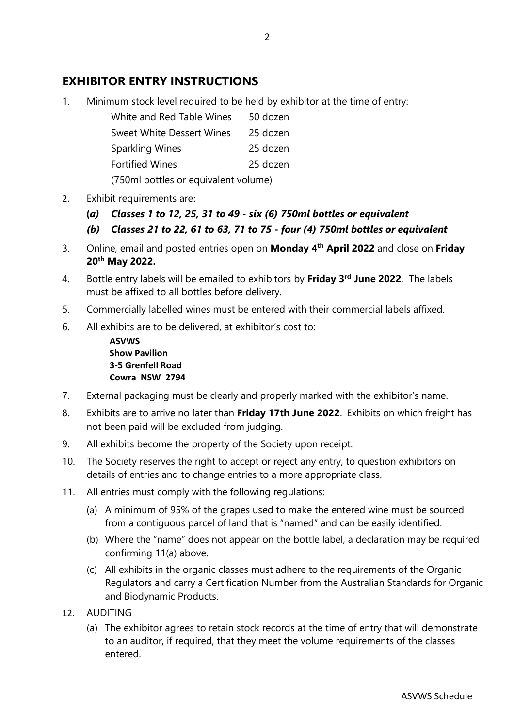## EXHIBITOR ENTRY INSTRUCTIONS

1. Minimum stock level required to be held by exhibitor at the time of entry:

| | |
|---|---|
| White and Red Table Wines | 50 dozen |
| Sweet White Dessert Wines | 25 dozen |
| Sparkling Wines | 25 dozen |
| Fortified Wines | 25 dozen |

   (750ml bottles or equivalent volume)

2. Exhibit requirements are:
   - ***(a) Classes 1 to 12, 25, 31 to 49 - six (6) 750ml bottles or equivalent***
   - ***(b) Classes 21 to 22, 61 to 63, 71 to 75 - four (4) 750ml bottles or equivalent***
3. Online, email and posted entries open on **Monday 4th April 2022** and close on **Friday 20th May 2022.**
4. Bottle entry labels will be emailed to exhibitors by **Friday 3rd June 2022**. The labels must be affixed to all bottles before delivery.
5. Commercially labelled wines must be entered with their commercial labels affixed.
6. All exhibits are to be delivered, at exhibitor's cost to:

   **ASVWS**
   **Show Pavilion**
   **3-5 Grenfell Road**
   **Cowra NSW 2794**

7. External packaging must be clearly and properly marked with the exhibitor's name.
8. Exhibits are to arrive no later than **Friday 17th June 2022**. Exhibits on which freight has not been paid will be excluded from judging.
9. All exhibits become the property of the Society upon receipt.
10. The Society reserves the right to accept or reject any entry, to question exhibitors on details of entries and to change entries to a more appropriate class.
11. All entries must comply with the following regulations:
    - (a) A minimum of 95% of the grapes used to make the entered wine must be sourced from a contiguous parcel of land that is "named" and can be easily identified.
    - (b) Where the "name" does not appear on the bottle label, a declaration may be required confirming 11(a) above.
    - (c) All exhibits in the organic classes must adhere to the requirements of the Organic Regulators and carry a Certification Number from the Australian Standards for Organic and Biodynamic Products.
12. AUDITING
    - (a) The exhibitor agrees to retain stock records at the time of entry that will demonstrate to an auditor, if required, that they meet the volume requirements of the classes entered.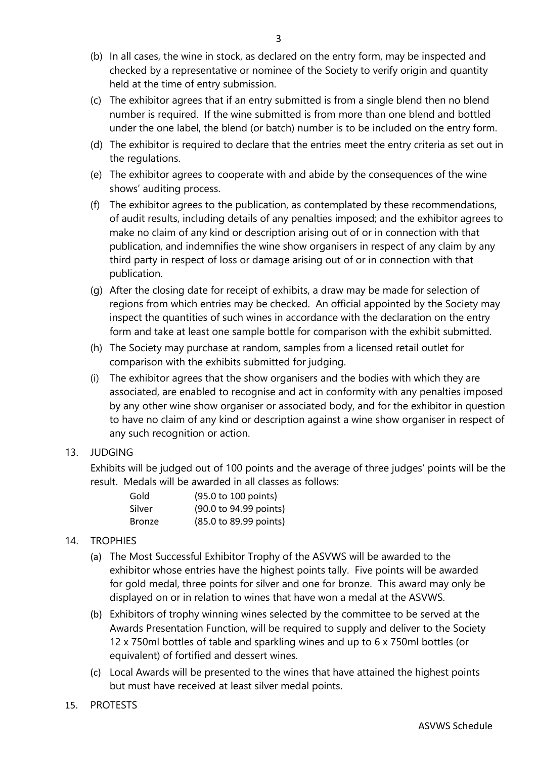(b) In all cases, the wine in stock, as declared on the entry form, may be inspected and checked by a representative or nominee of the Society to verify origin and quantity held at the time of entry submission.

(c) The exhibitor agrees that if an entry submitted is from a single blend then no blend number is required. If the wine submitted is from more than one blend and bottled under the one label, the blend (or batch) number is to be included on the entry form.

(d) The exhibitor is required to declare that the entries meet the entry criteria as set out in the regulations.

(e) The exhibitor agrees to cooperate with and abide by the consequences of the wine shows' auditing process.

(f) The exhibitor agrees to the publication, as contemplated by these recommendations, of audit results, including details of any penalties imposed; and the exhibitor agrees to make no claim of any kind or description arising out of or in connection with that publication, and indemnifies the wine show organisers in respect of any claim by any third party in respect of loss or damage arising out of or in connection with that publication.

(g) After the closing date for receipt of exhibits, a draw may be made for selection of regions from which entries may be checked. An official appointed by the Society may inspect the quantities of such wines in accordance with the declaration on the entry form and take at least one sample bottle for comparison with the exhibit submitted.

(h) The Society may purchase at random, samples from a licensed retail outlet for comparison with the exhibits submitted for judging.

(i) The exhibitor agrees that the show organisers and the bodies with which they are associated, are enabled to recognise and act in conformity with any penalties imposed by any other wine show organiser or associated body, and for the exhibitor in question to have no claim of any kind or description against a wine show organiser in respect of any such recognition or action.

13. JUDGING

Exhibits will be judged out of 100 points and the average of three judges' points will be the result. Medals will be awarded in all classes as follows:

| | |
|---|---|
| Gold | (95.0 to 100 points) |
| Silver | (90.0 to 94.99 points) |
| Bronze | (85.0 to 89.99 points) |

14. TROPHIES

(a) The Most Successful Exhibitor Trophy of the ASVWS will be awarded to the exhibitor whose entries have the highest points tally. Five points will be awarded for gold medal, three points for silver and one for bronze. This award may only be displayed on or in relation to wines that have won a medal at the ASVWS.

(b) Exhibitors of trophy winning wines selected by the committee to be served at the Awards Presentation Function, will be required to supply and deliver to the Society 12 x 750ml bottles of table and sparkling wines and up to 6 x 750ml bottles (or equivalent) of fortified and dessert wines.

(c) Local Awards will be presented to the wines that have attained the highest points but must have received at least silver medal points.

15. PROTESTS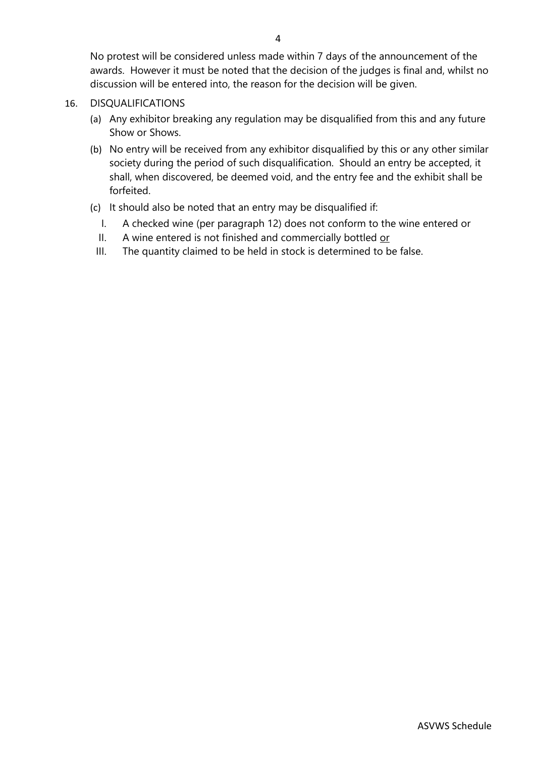No protest will be considered unless made within 7 days of the announcement of the awards. However it must be noted that the decision of the judges is final and, whilst no discussion will be entered into, the reason for the decision will be given.

16. DISQUALIFICATIONS

   (a) Any exhibitor breaking any regulation may be disqualified from this and any future Show or Shows.

   (b) No entry will be received from any exhibitor disqualified by this or any other similar society during the period of such disqualification. Should an entry be accepted, it shall, when discovered, be deemed void, and the entry fee and the exhibit shall be forfeited.

   (c) It should also be noted that an entry may be disqualified if:

      I. A checked wine (per paragraph 12) does not conform to the wine entered or

      II. A wine entered is not finished and commercially bottled <u>or</u>

      III. The quantity claimed to be held in stock is determined to be false.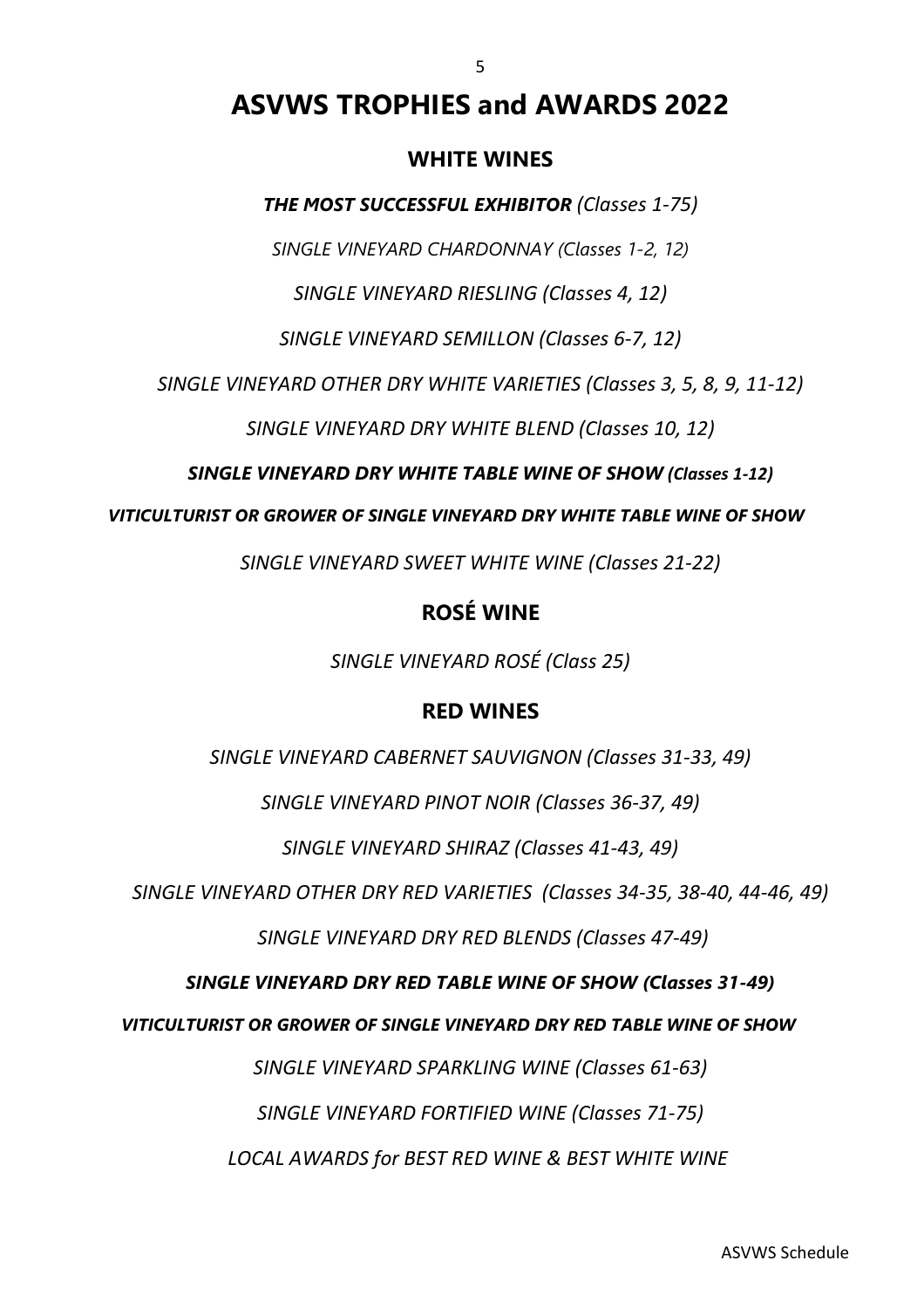# ASVWS TROPHIES and AWARDS 2022

## WHITE WINES

***THE MOST SUCCESSFUL EXHIBITOR*** *(Classes 1-75)*

*SINGLE VINEYARD CHARDONNAY (Classes 1-2, 12)*

*SINGLE VINEYARD RIESLING (Classes 4, 12)*

*SINGLE VINEYARD SEMILLON (Classes 6-7, 12)*

*SINGLE VINEYARD OTHER DRY WHITE VARIETIES (Classes 3, 5, 8, 9, 11-12)*

*SINGLE VINEYARD DRY WHITE BLEND (Classes 10, 12)*

***SINGLE VINEYARD DRY WHITE TABLE WINE OF SHOW (Classes 1-12)***

***VITICULTURIST OR GROWER OF SINGLE VINEYARD DRY WHITE TABLE WINE OF SHOW***

*SINGLE VINEYARD SWEET WHITE WINE (Classes 21-22)*

## ROSÉ WINE

*SINGLE VINEYARD ROSÉ (Class 25)*

## RED WINES

*SINGLE VINEYARD CABERNET SAUVIGNON (Classes 31-33, 49)*

*SINGLE VINEYARD PINOT NOIR (Classes 36-37, 49)*

*SINGLE VINEYARD SHIRAZ (Classes 41-43, 49)*

*SINGLE VINEYARD OTHER DRY RED VARIETIES (Classes 34-35, 38-40, 44-46, 49)*

*SINGLE VINEYARD DRY RED BLENDS (Classes 47-49)*

***SINGLE VINEYARD DRY RED TABLE WINE OF SHOW (Classes 31-49)***

***VITICULTURIST OR GROWER OF SINGLE VINEYARD DRY RED TABLE WINE OF SHOW***

*SINGLE VINEYARD SPARKLING WINE (Classes 61-63)*

*SINGLE VINEYARD FORTIFIED WINE (Classes 71-75)*

*LOCAL AWARDS for BEST RED WINE & BEST WHITE WINE*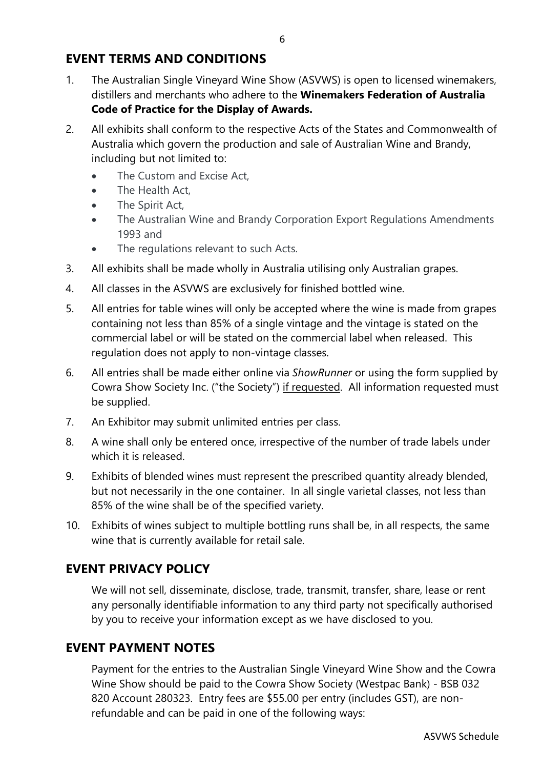## EVENT TERMS AND CONDITIONS

1. The Australian Single Vineyard Wine Show (ASVWS) is open to licensed winemakers, distillers and merchants who adhere to the **Winemakers Federation of Australia Code of Practice for the Display of Awards.**
2. All exhibits shall conform to the respective Acts of the States and Commonwealth of Australia which govern the production and sale of Australian Wine and Brandy, including but not limited to:
   - The Custom and Excise Act,
   - The Health Act,
   - The Spirit Act,
   - The Australian Wine and Brandy Corporation Export Regulations Amendments 1993 and
   - The regulations relevant to such Acts.
3. All exhibits shall be made wholly in Australia utilising only Australian grapes.
4. All classes in the ASVWS are exclusively for finished bottled wine.
5. All entries for table wines will only be accepted where the wine is made from grapes containing not less than 85% of a single vintage and the vintage is stated on the commercial label or will be stated on the commercial label when released. This regulation does not apply to non-vintage classes.
6. All entries shall be made either online via *ShowRunner* or using the form supplied by Cowra Show Society Inc. ("the Society") <u>if requested</u>. All information requested must be supplied.
7. An Exhibitor may submit unlimited entries per class.
8. A wine shall only be entered once, irrespective of the number of trade labels under which it is released.
9. Exhibits of blended wines must represent the prescribed quantity already blended, but not necessarily in the one container. In all single varietal classes, not less than 85% of the wine shall be of the specified variety.
10. Exhibits of wines subject to multiple bottling runs shall be, in all respects, the same wine that is currently available for retail sale.

## EVENT PRIVACY POLICY

We will not sell, disseminate, disclose, trade, transmit, transfer, share, lease or rent any personally identifiable information to any third party not specifically authorised by you to receive your information except as we have disclosed to you.

## EVENT PAYMENT NOTES

Payment for the entries to the Australian Single Vineyard Wine Show and the Cowra Wine Show should be paid to the Cowra Show Society (Westpac Bank) - BSB 032 820 Account 280323. Entry fees are $55.00 per entry (includes GST), are non-refundable and can be paid in one of the following ways: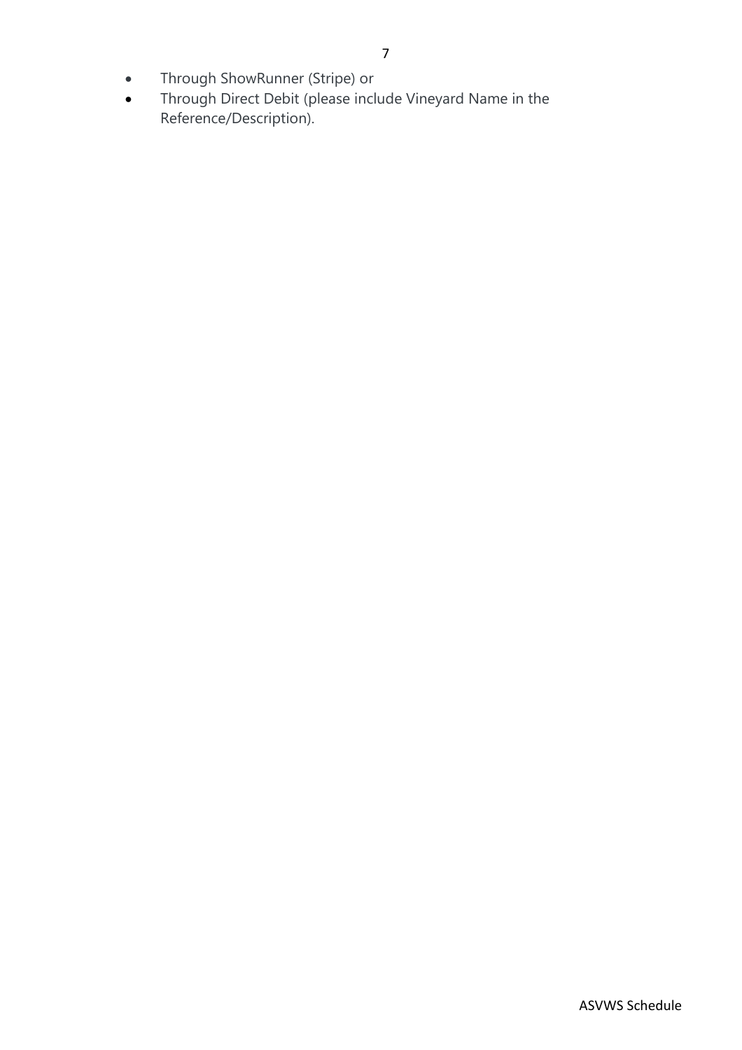- Through ShowRunner (Stripe) or
- Through Direct Debit (please include Vineyard Name in the Reference/Description).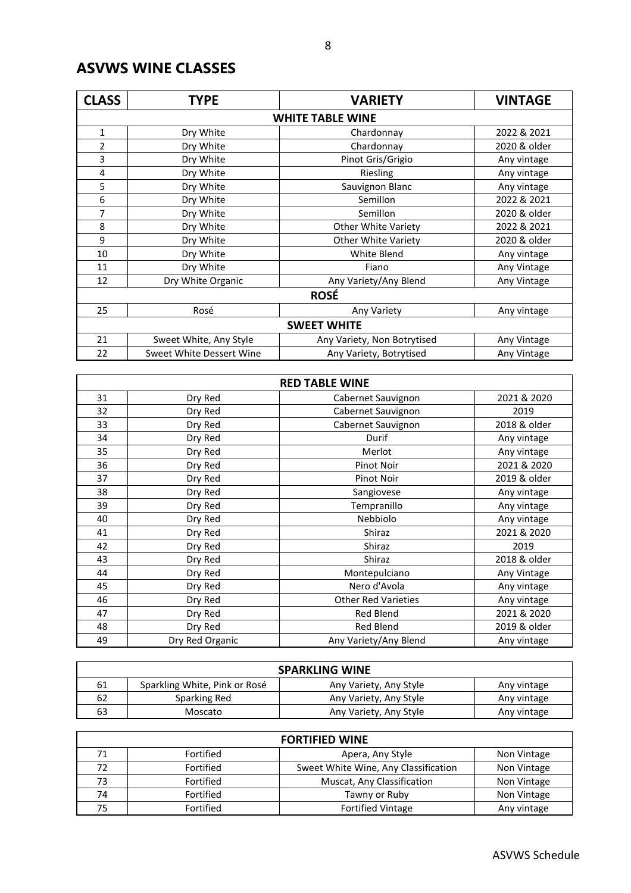## ASVWS WINE CLASSES

| CLASS | TYPE | VARIETY | VINTAGE |
|---|---|---|---|
| **WHITE TABLE WINE** | | | |
| 1 | Dry White | Chardonnay | 2022 & 2021 |
| 2 | Dry White | Chardonnay | 2020 & older |
| 3 | Dry White | Pinot Gris/Grigio | Any vintage |
| 4 | Dry White | Riesling | Any vintage |
| 5 | Dry White | Sauvignon Blanc | Any vintage |
| 6 | Dry White | Semillon | 2022 & 2021 |
| 7 | Dry White | Semillon | 2020 & older |
| 8 | Dry White | Other White Variety | 2022 & 2021 |
| 9 | Dry White | Other White Variety | 2020 & older |
| 10 | Dry White | White Blend | Any vintage |
| 11 | Dry White | Fiano | Any Vintage |
| 12 | Dry White Organic | Any Variety/Any Blend | Any Vintage |
| **ROSÉ** | | | |
| 25 | Rosé | Any Variety | Any vintage |
| **SWEET WHITE** | | | |
| 21 | Sweet White, Any Style | Any Variety, Non Botrytised | Any Vintage |
| 22 | Sweet White Dessert Wine | Any Variety, Botrytised | Any Vintage |

| | | | |
|---|---|---|---|
| **RED TABLE WINE** | | | |
| 31 | Dry Red | Cabernet Sauvignon | 2021 & 2020 |
| 32 | Dry Red | Cabernet Sauvignon | 2019 |
| 33 | Dry Red | Cabernet Sauvignon | 2018 & older |
| 34 | Dry Red | Durif | Any vintage |
| 35 | Dry Red | Merlot | Any vintage |
| 36 | Dry Red | Pinot Noir | 2021 & 2020 |
| 37 | Dry Red | Pinot Noir | 2019 & older |
| 38 | Dry Red | Sangiovese | Any vintage |
| 39 | Dry Red | Tempranillo | Any vintage |
| 40 | Dry Red | Nebbiolo | Any vintage |
| 41 | Dry Red | Shiraz | 2021 & 2020 |
| 42 | Dry Red | Shiraz | 2019 |
| 43 | Dry Red | Shiraz | 2018 & older |
| 44 | Dry Red | Montepulciano | Any Vintage |
| 45 | Dry Red | Nero d'Avola | Any vintage |
| 46 | Dry Red | Other Red Varieties | Any vintage |
| 47 | Dry Red | Red Blend | 2021 & 2020 |
| 48 | Dry Red | Red Blend | 2019 & older |
| 49 | Dry Red Organic | Any Variety/Any Blend | Any vintage |

| | | | |
|---|---|---|---|
| **SPARKLING WINE** | | | |
| 61 | Sparkling White, Pink or Rosé | Any Variety, Any Style | Any vintage |
| 62 | Sparking Red | Any Variety, Any Style | Any vintage |
| 63 | Moscato | Any Variety, Any Style | Any vintage |

| | | | |
|---|---|---|---|
| **FORTIFIED WINE** | | | |
| 71 | Fortified | Apera, Any Style | Non Vintage |
| 72 | Fortified | Sweet White Wine, Any Classification | Non Vintage |
| 73 | Fortified | Muscat, Any Classification | Non Vintage |
| 74 | Fortified | Tawny or Ruby | Non Vintage |
| 75 | Fortified | Fortified Vintage | Any vintage |